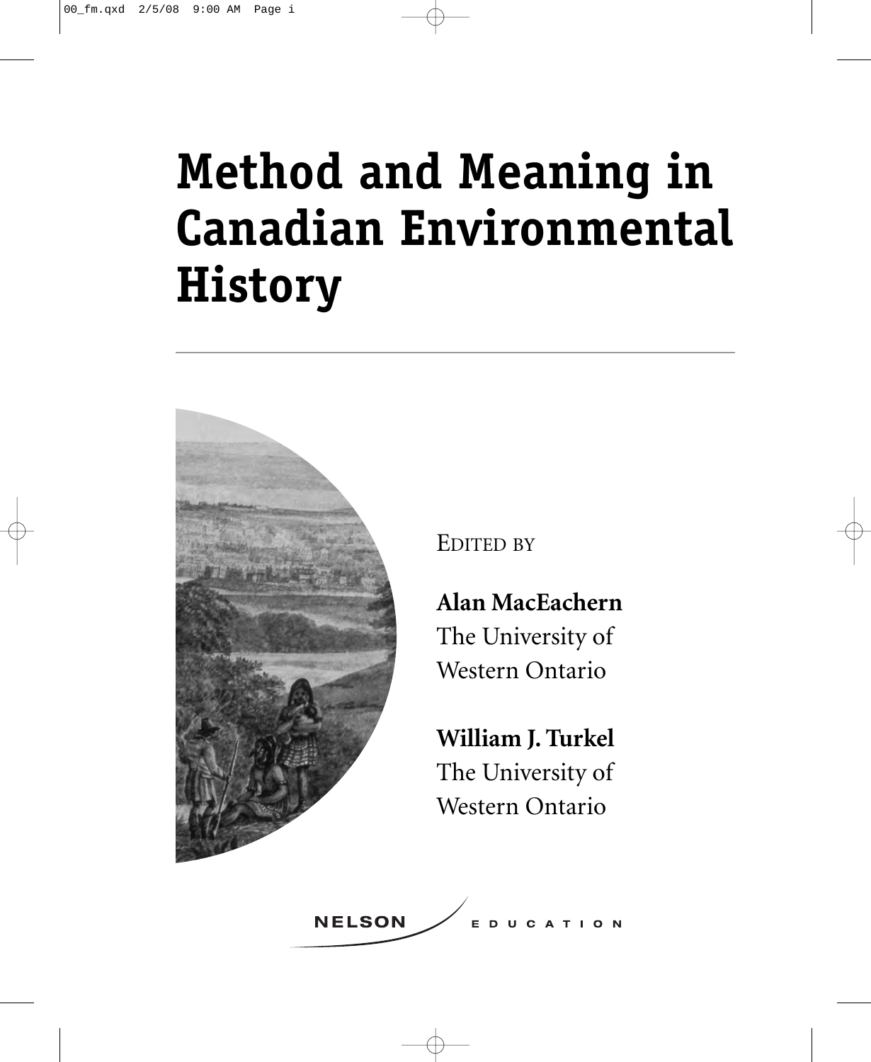# Method and Meaning in Canadian Environmental History

EDITED BY

**Alan MacEachern**
The University of
Western Ontario

**William J. Turkel**
The University of
Western Ontario

NELSON EDUCATION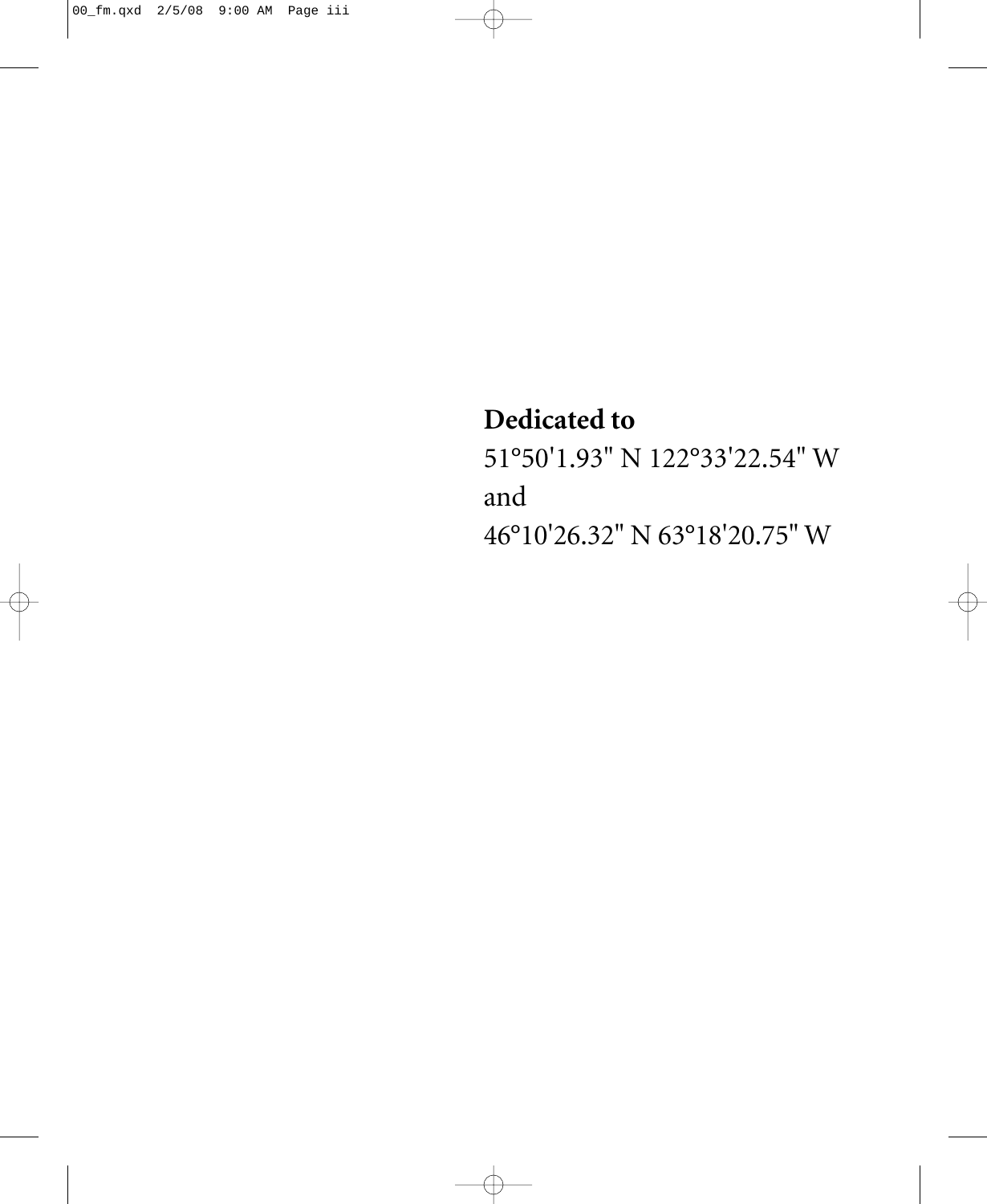**Dedicated to**

51°50'1.93" N 122°33'22.54" W

and

46°10'26.32" N 63°18'20.75" W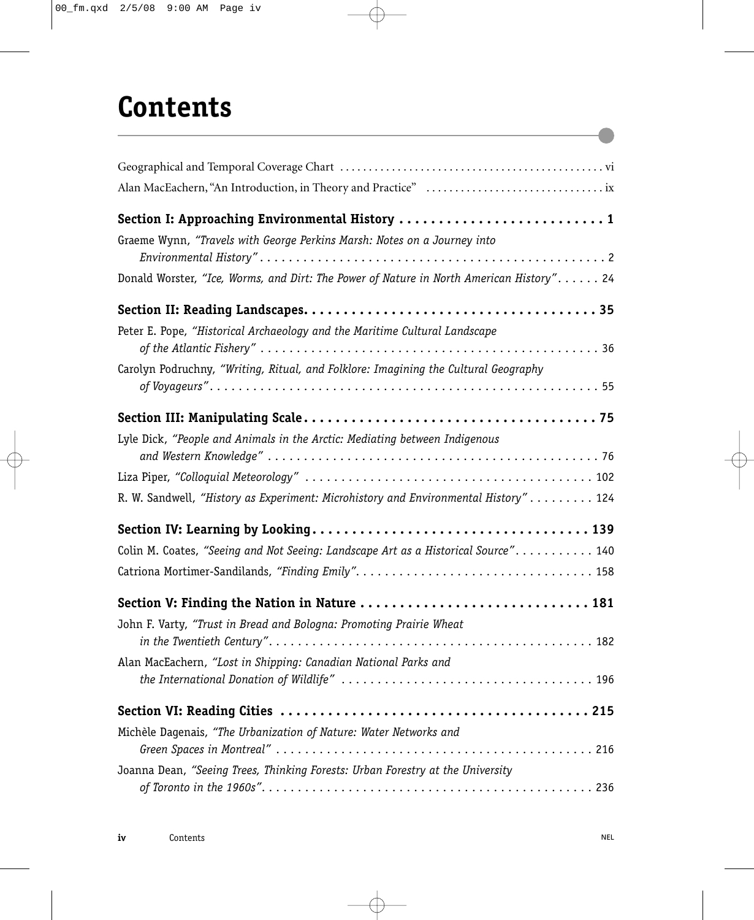# Contents

Geographical and Temporal Coverage Chart . . . . . . . . . . . . . . . . . . . . . . . . . . . . . . . . . . . . . . . . . . . . vi

Alan MacEachern, "An Introduction, in Theory and Practice" . . . . . . . . . . . . . . . . . . . . . . . . . . . . . ix

**Section I: Approaching Environmental History . . . . . . . . . . . . . . . . . . . . . . . . . . 1**

Graeme Wynn, *"Travels with George Perkins Marsh: Notes on a Journey into Environmental History"* . . . . . . . . . . . . . . . . . . . . . . . . . . . . . . . . . . . . . . . . . . . . . . . . 2

Donald Worster, *"Ice, Worms, and Dirt: The Power of Nature in North American History"* . . . . . . 24

**Section II: Reading Landscapes. . . . . . . . . . . . . . . . . . . . . . . . . . . . . . . . . . . . . . 35**

Peter E. Pope, *"Historical Archaeology and the Maritime Cultural Landscape of the Atlantic Fishery"* . . . . . . . . . . . . . . . . . . . . . . . . . . . . . . . . . . . . . . . . . . . . . . . 36

Carolyn Podruchny, *"Writing, Ritual, and Folklore: Imagining the Cultural Geography of Voyageurs"*. . . . . . . . . . . . . . . . . . . . . . . . . . . . . . . . . . . . . . . . . . . . . . . . . . . . . . 55

**Section III: Manipulating Scale . . . . . . . . . . . . . . . . . . . . . . . . . . . . . . . . . . . . . 75**

Lyle Dick, *"People and Animals in the Arctic: Mediating between Indigenous and Western Knowledge"* . . . . . . . . . . . . . . . . . . . . . . . . . . . . . . . . . . . . . . . . . . . . . . 76

Liza Piper, *"Colloquial Meteorology"* . . . . . . . . . . . . . . . . . . . . . . . . . . . . . . . . . . . . . . . . 102

R. W. Sandwell, *"History as Experiment: Microhistory and Environmental History"* . . . . . . . . . 124

**Section IV: Learning by Looking. . . . . . . . . . . . . . . . . . . . . . . . . . . . . . . . . . . . 139**

Colin M. Coates, *"Seeing and Not Seeing: Landscape Art as a Historical Source"*. . . . . . . . . . . 140

Catriona Mortimer-Sandilands, *"Finding Emily"*. . . . . . . . . . . . . . . . . . . . . . . . . . . . . . . . . 158

**Section V: Finding the Nation in Nature . . . . . . . . . . . . . . . . . . . . . . . . . . . . . 181**

John F. Varty, *"Trust in Bread and Bologna: Promoting Prairie Wheat in the Twentieth Century"*. . . . . . . . . . . . . . . . . . . . . . . . . . . . . . . . . . . . . . . . . . . . . 182

Alan MacEachern, *"Lost in Shipping: Canadian National Parks and the International Donation of Wildlife"* . . . . . . . . . . . . . . . . . . . . . . . . . . . . . . . . . . . 196

**Section VI: Reading Cities . . . . . . . . . . . . . . . . . . . . . . . . . . . . . . . . . . . . . . . 215**

Michèle Dagenais, *"The Urbanization of Nature: Water Networks and Green Spaces in Montreal"* . . . . . . . . . . . . . . . . . . . . . . . . . . . . . . . . . . . . . . . . . . . . 216

Joanna Dean, *"Seeing Trees, Thinking Forests: Urban Forestry at the University of Toronto in the 1960s"*. . . . . . . . . . . . . . . . . . . . . . . . . . . . . . . . . . . . . . . . . . . . . . . 236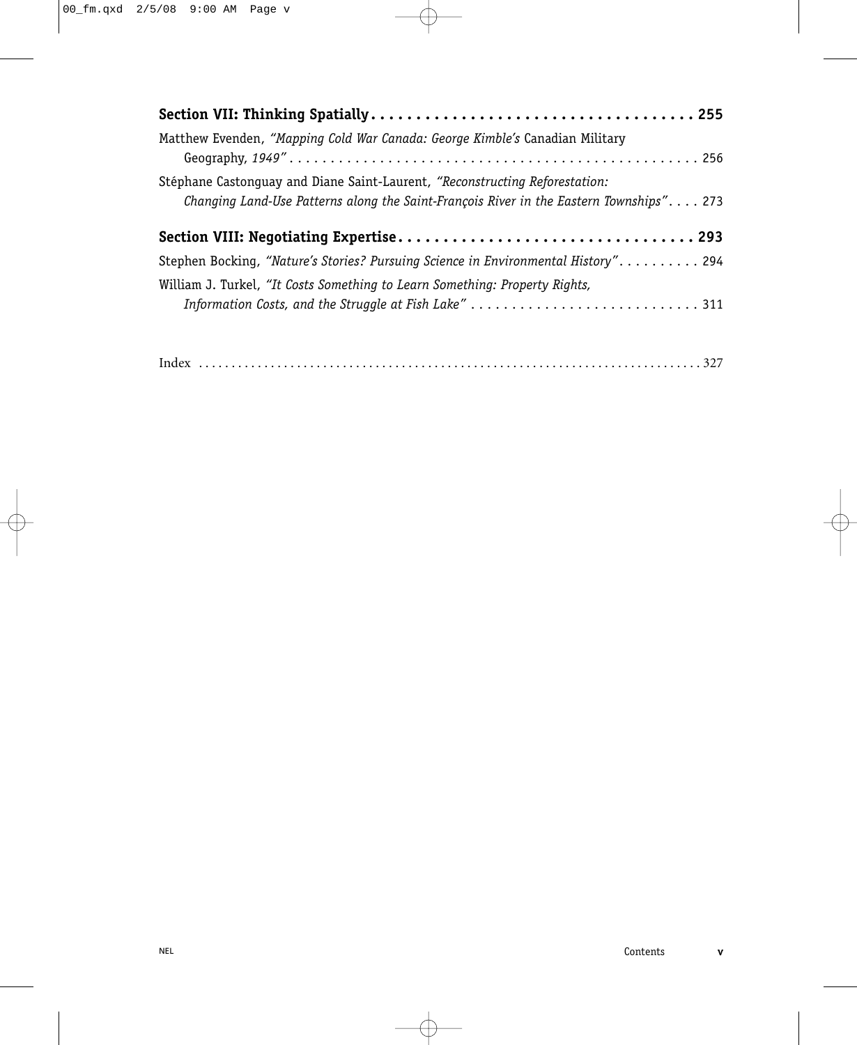**Section VII: Thinking Spatially . . . . . . . . . . . . . . . . . . . . . . . . . . . . . . . . . . . 255**

Matthew Evenden, *"Mapping Cold War Canada: George Kimble's* Canadian Military Geography, *1949"* . . . . . . . . . . . . . . . . . . . . . . . . . . . . . . . . . . . . . . . . . . . . . . . . 256

Stéphane Castonguay and Diane Saint-Laurent, *"Reconstructing Reforestation: Changing Land-Use Patterns along the Saint-François River in the Eastern Townships"* . . . . 273

**Section VIII: Negotiating Expertise . . . . . . . . . . . . . . . . . . . . . . . . . . . . . . . . . 293**

Stephen Bocking, *"Nature's Stories? Pursuing Science in Environmental History"* . . . . . . . . . . 294

William J. Turkel, *"It Costs Something to Learn Something: Property Rights, Information Costs, and the Struggle at Fish Lake"* . . . . . . . . . . . . . . . . . . . . . . . . . . . . 311

Index . . . . . . . . . . . . . . . . . . . . . . . . . . . . . . . . . . . . . . . . . . . . . . . . . . . . . . . . . . 327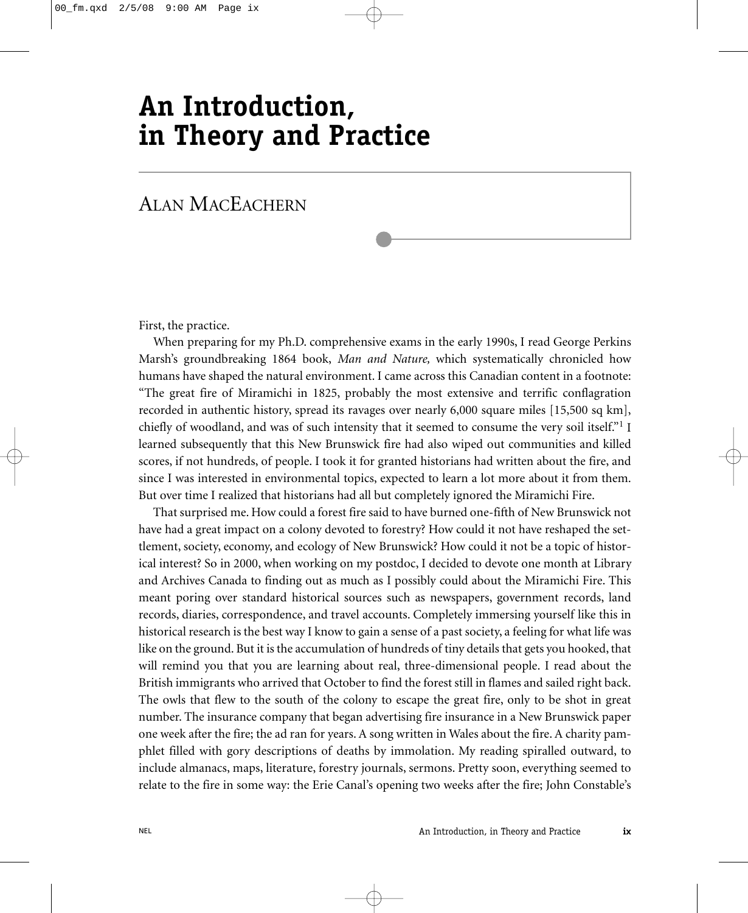# An Introduction, in Theory and Practice

## Alan MacEachern

First, the practice.

When preparing for my Ph.D. comprehensive exams in the early 1990s, I read George Perkins Marsh's groundbreaking 1864 book, *Man and Nature,* which systematically chronicled how humans have shaped the natural environment. I came across this Canadian content in a footnote: "The great fire of Miramichi in 1825, probably the most extensive and terrific conflagration recorded in authentic history, spread its ravages over nearly 6,000 square miles [15,500 sq km], chiefly of woodland, and was of such intensity that it seemed to consume the very soil itself."[1] I learned subsequently that this New Brunswick fire had also wiped out communities and killed scores, if not hundreds, of people. I took it for granted historians had written about the fire, and since I was interested in environmental topics, expected to learn a lot more about it from them. But over time I realized that historians had all but completely ignored the Miramichi Fire.

That surprised me. How could a forest fire said to have burned one-fifth of New Brunswick not have had a great impact on a colony devoted to forestry? How could it not have reshaped the settlement, society, economy, and ecology of New Brunswick? How could it not be a topic of historical interest? So in 2000, when working on my postdoc, I decided to devote one month at Library and Archives Canada to finding out as much as I possibly could about the Miramichi Fire. This meant poring over standard historical sources such as newspapers, government records, land records, diaries, correspondence, and travel accounts. Completely immersing yourself like this in historical research is the best way I know to gain a sense of a past society, a feeling for what life was like on the ground. But it is the accumulation of hundreds of tiny details that gets you hooked, that will remind you that you are learning about real, three-dimensional people. I read about the British immigrants who arrived that October to find the forest still in flames and sailed right back. The owls that flew to the south of the colony to escape the great fire, only to be shot in great number. The insurance company that began advertising fire insurance in a New Brunswick paper one week after the fire; the ad ran for years. A song written in Wales about the fire. A charity pamphlet filled with gory descriptions of deaths by immolation. My reading spiralled outward, to include almanacs, maps, literature, forestry journals, sermons. Pretty soon, everything seemed to relate to the fire in some way: the Erie Canal's opening two weeks after the fire; John Constable's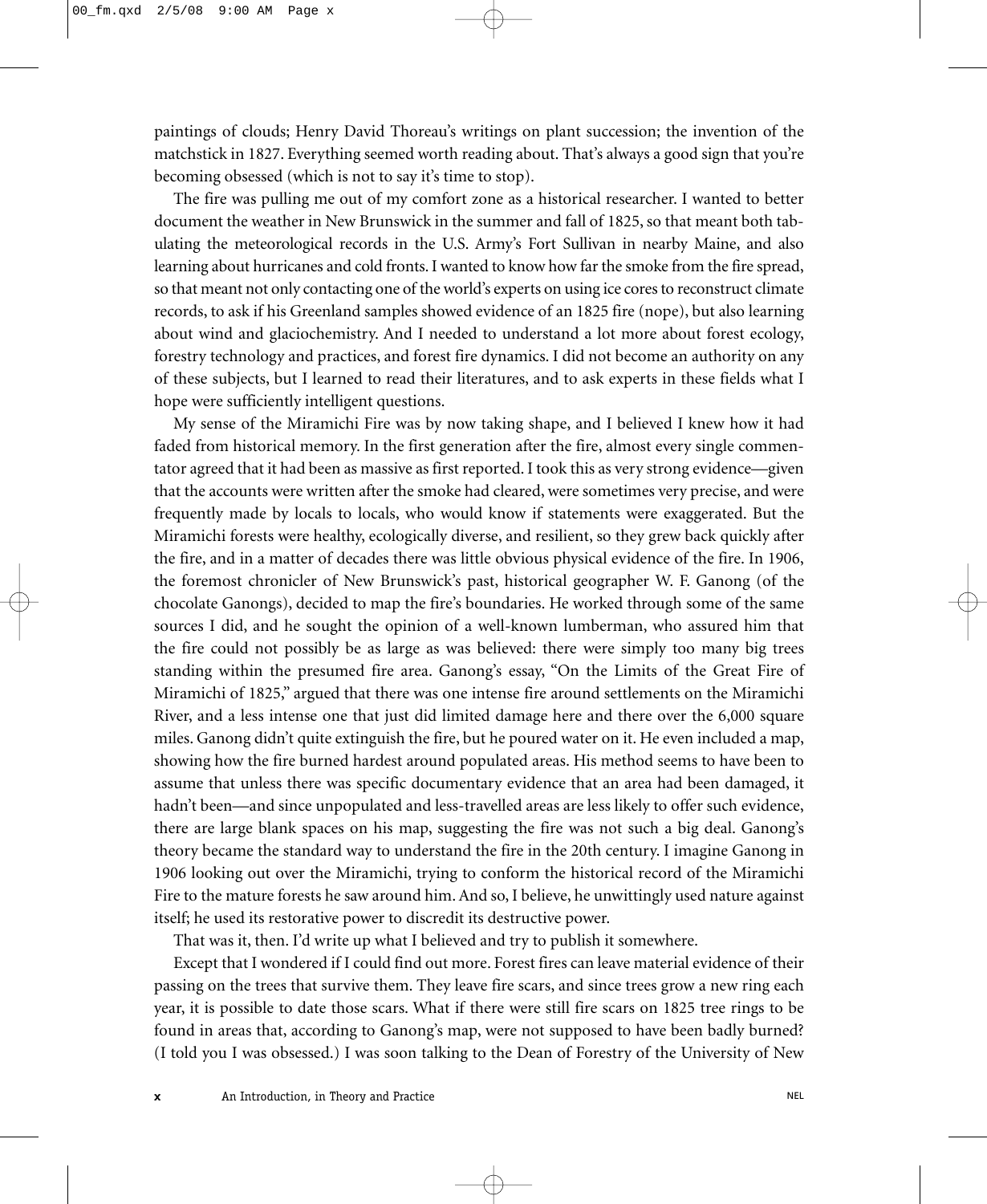paintings of clouds; Henry David Thoreau's writings on plant succession; the invention of the matchstick in 1827. Everything seemed worth reading about. That's always a good sign that you're becoming obsessed (which is not to say it's time to stop).

The fire was pulling me out of my comfort zone as a historical researcher. I wanted to better document the weather in New Brunswick in the summer and fall of 1825, so that meant both tabulating the meteorological records in the U.S. Army's Fort Sullivan in nearby Maine, and also learning about hurricanes and cold fronts. I wanted to know how far the smoke from the fire spread, so that meant not only contacting one of the world's experts on using ice cores to reconstruct climate records, to ask if his Greenland samples showed evidence of an 1825 fire (nope), but also learning about wind and glaciochemistry. And I needed to understand a lot more about forest ecology, forestry technology and practices, and forest fire dynamics. I did not become an authority on any of these subjects, but I learned to read their literatures, and to ask experts in these fields what I hope were sufficiently intelligent questions.

My sense of the Miramichi Fire was by now taking shape, and I believed I knew how it had faded from historical memory. In the first generation after the fire, almost every single commentator agreed that it had been as massive as first reported. I took this as very strong evidence—given that the accounts were written after the smoke had cleared, were sometimes very precise, and were frequently made by locals to locals, who would know if statements were exaggerated. But the Miramichi forests were healthy, ecologically diverse, and resilient, so they grew back quickly after the fire, and in a matter of decades there was little obvious physical evidence of the fire. In 1906, the foremost chronicler of New Brunswick's past, historical geographer W. F. Ganong (of the chocolate Ganongs), decided to map the fire's boundaries. He worked through some of the same sources I did, and he sought the opinion of a well-known lumberman, who assured him that the fire could not possibly be as large as was believed: there were simply too many big trees standing within the presumed fire area. Ganong's essay, "On the Limits of the Great Fire of Miramichi of 1825," argued that there was one intense fire around settlements on the Miramichi River, and a less intense one that just did limited damage here and there over the 6,000 square miles. Ganong didn't quite extinguish the fire, but he poured water on it. He even included a map, showing how the fire burned hardest around populated areas. His method seems to have been to assume that unless there was specific documentary evidence that an area had been damaged, it hadn't been—and since unpopulated and less-travelled areas are less likely to offer such evidence, there are large blank spaces on his map, suggesting the fire was not such a big deal. Ganong's theory became the standard way to understand the fire in the 20th century. I imagine Ganong in 1906 looking out over the Miramichi, trying to conform the historical record of the Miramichi Fire to the mature forests he saw around him. And so, I believe, he unwittingly used nature against itself; he used its restorative power to discredit its destructive power.

That was it, then. I'd write up what I believed and try to publish it somewhere.

Except that I wondered if I could find out more. Forest fires can leave material evidence of their passing on the trees that survive them. They leave fire scars, and since trees grow a new ring each year, it is possible to date those scars. What if there were still fire scars on 1825 tree rings to be found in areas that, according to Ganong's map, were not supposed to have been badly burned? (I told you I was obsessed.) I was soon talking to the Dean of Forestry of the University of New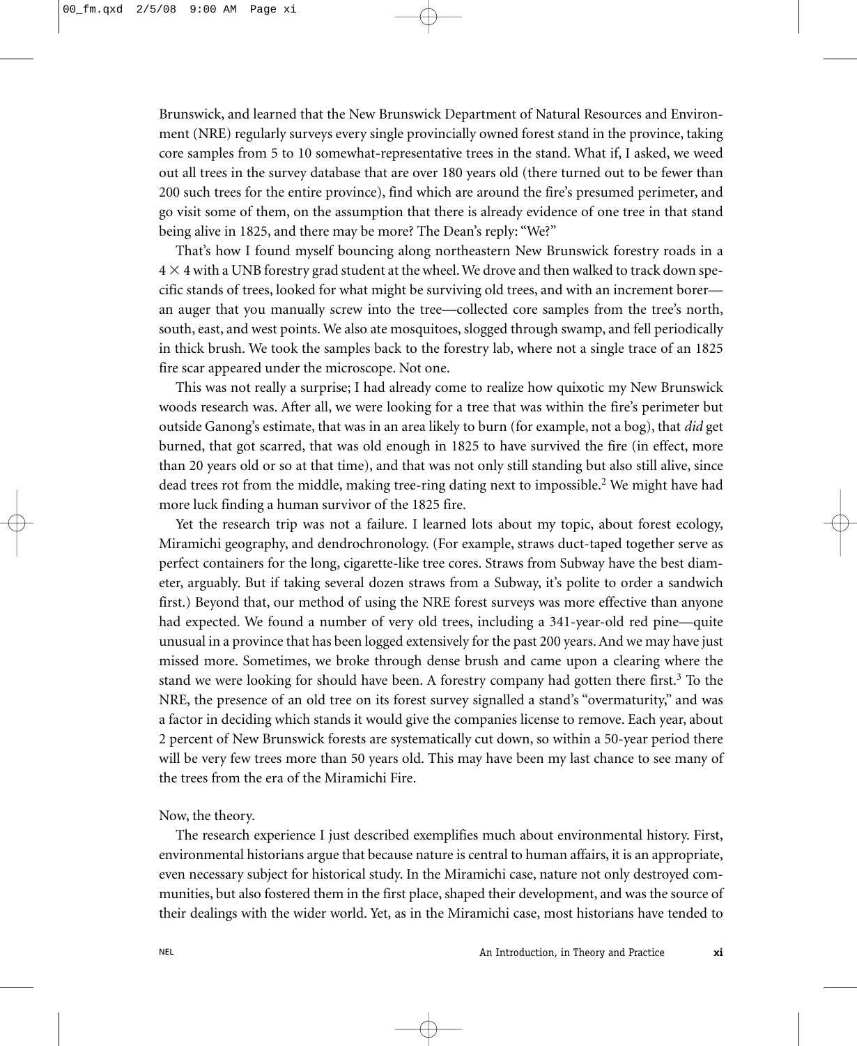Brunswick, and learned that the New Brunswick Department of Natural Resources and Environment (NRE) regularly surveys every single provincially owned forest stand in the province, taking core samples from 5 to 10 somewhat-representative trees in the stand. What if, I asked, we weed out all trees in the survey database that are over 180 years old (there turned out to be fewer than 200 such trees for the entire province), find which are around the fire's presumed perimeter, and go visit some of them, on the assumption that there is already evidence of one tree in that stand being alive in 1825, and there may be more? The Dean's reply: "We?"

That's how I found myself bouncing along northeastern New Brunswick forestry roads in a $4 \times 4$ with a UNB forestry grad student at the wheel. We drove and then walked to track down specific stands of trees, looked for what might be surviving old trees, and with an increment borer—an auger that you manually screw into the tree—collected core samples from the tree's north, south, east, and west points. We also ate mosquitoes, slogged through swamp, and fell periodically in thick brush. We took the samples back to the forestry lab, where not a single trace of an 1825 fire scar appeared under the microscope. Not one.

This was not really a surprise; I had already come to realize how quixotic my New Brunswick woods research was. After all, we were looking for a tree that was within the fire's perimeter but outside Ganong's estimate, that was in an area likely to burn (for example, not a bog), that *did* get burned, that got scarred, that was old enough in 1825 to have survived the fire (in effect, more than 20 years old or so at that time), and that was not only still standing but also still alive, since dead trees rot from the middle, making tree-ring dating next to impossible.[2] We might have had more luck finding a human survivor of the 1825 fire.

Yet the research trip was not a failure. I learned lots about my topic, about forest ecology, Miramichi geography, and dendrochronology. (For example, straws duct-taped together serve as perfect containers for the long, cigarette-like tree cores. Straws from Subway have the best diameter, arguably. But if taking several dozen straws from a Subway, it's polite to order a sandwich first.) Beyond that, our method of using the NRE forest surveys was more effective than anyone had expected. We found a number of very old trees, including a 341-year-old red pine—quite unusual in a province that has been logged extensively for the past 200 years. And we may have just missed more. Sometimes, we broke through dense brush and came upon a clearing where the stand we were looking for should have been. A forestry company had gotten there first.[3] To the NRE, the presence of an old tree on its forest survey signalled a stand's "overmaturity," and was a factor in deciding which stands it would give the companies license to remove. Each year, about 2 percent of New Brunswick forests are systematically cut down, so within a 50-year period there will be very few trees more than 50 years old. This may have been my last chance to see many of the trees from the era of the Miramichi Fire.

Now, the theory.

The research experience I just described exemplifies much about environmental history. First, environmental historians argue that because nature is central to human affairs, it is an appropriate, even necessary subject for historical study. In the Miramichi case, nature not only destroyed communities, but also fostered them in the first place, shaped their development, and was the source of their dealings with the wider world. Yet, as in the Miramichi case, most historians have tended to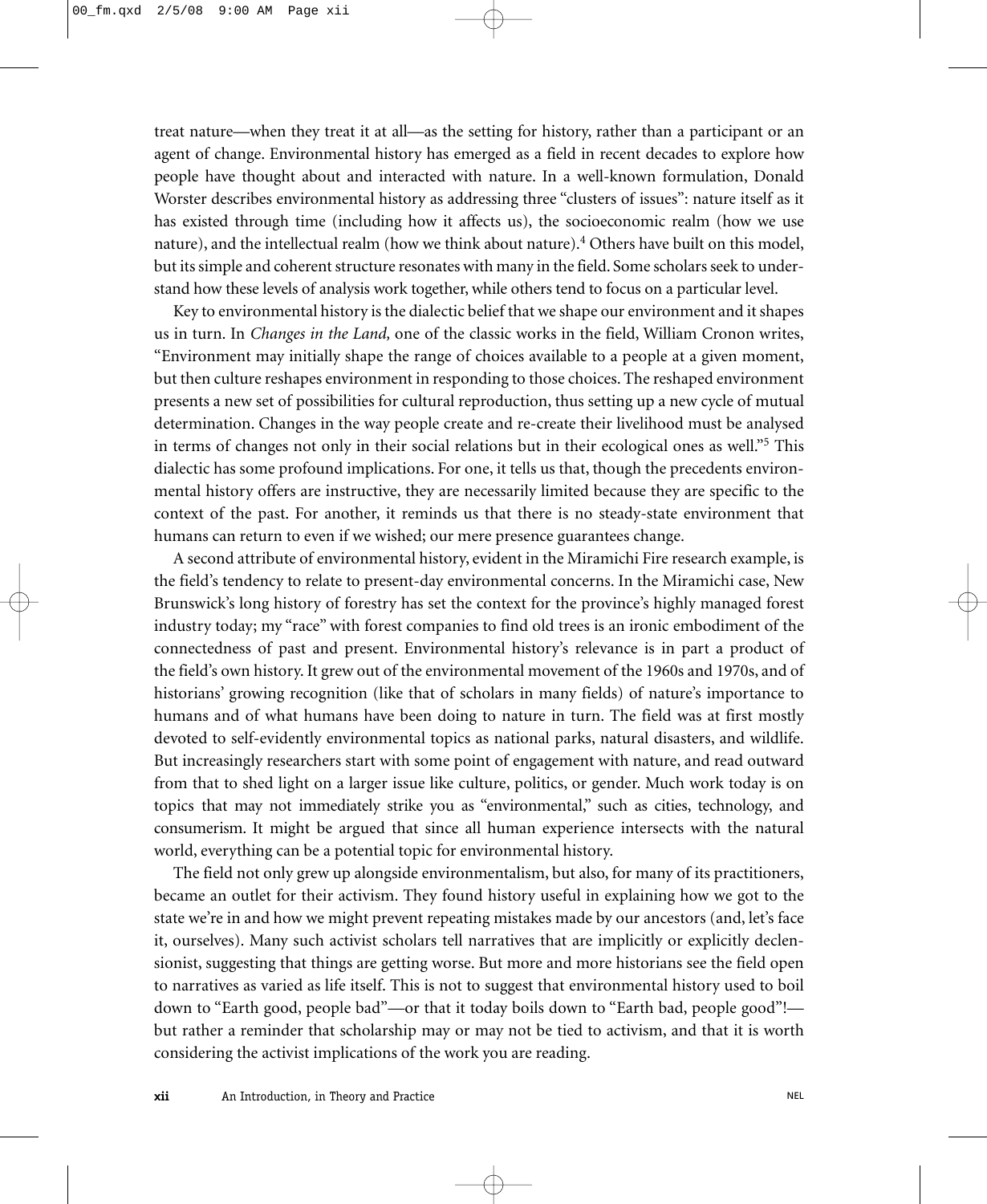treat nature—when they treat it at all—as the setting for history, rather than a participant or an agent of change. Environmental history has emerged as a field in recent decades to explore how people have thought about and interacted with nature. In a well-known formulation, Donald Worster describes environmental history as addressing three "clusters of issues": nature itself as it has existed through time (including how it affects us), the socioeconomic realm (how we use nature), and the intellectual realm (how we think about nature).[4] Others have built on this model, but its simple and coherent structure resonates with many in the field. Some scholars seek to understand how these levels of analysis work together, while others tend to focus on a particular level.

Key to environmental history is the dialectic belief that we shape our environment and it shapes us in turn. In *Changes in the Land,* one of the classic works in the field, William Cronon writes, "Environment may initially shape the range of choices available to a people at a given moment, but then culture reshapes environment in responding to those choices. The reshaped environment presents a new set of possibilities for cultural reproduction, thus setting up a new cycle of mutual determination. Changes in the way people create and re-create their livelihood must be analysed in terms of changes not only in their social relations but in their ecological ones as well."[5] This dialectic has some profound implications. For one, it tells us that, though the precedents environmental history offers are instructive, they are necessarily limited because they are specific to the context of the past. For another, it reminds us that there is no steady-state environment that humans can return to even if we wished; our mere presence guarantees change.

A second attribute of environmental history, evident in the Miramichi Fire research example, is the field's tendency to relate to present-day environmental concerns. In the Miramichi case, New Brunswick's long history of forestry has set the context for the province's highly managed forest industry today; my "race" with forest companies to find old trees is an ironic embodiment of the connectedness of past and present. Environmental history's relevance is in part a product of the field's own history. It grew out of the environmental movement of the 1960s and 1970s, and of historians' growing recognition (like that of scholars in many fields) of nature's importance to humans and of what humans have been doing to nature in turn. The field was at first mostly devoted to self-evidently environmental topics as national parks, natural disasters, and wildlife. But increasingly researchers start with some point of engagement with nature, and read outward from that to shed light on a larger issue like culture, politics, or gender. Much work today is on topics that may not immediately strike you as "environmental," such as cities, technology, and consumerism. It might be argued that since all human experience intersects with the natural world, everything can be a potential topic for environmental history.

The field not only grew up alongside environmentalism, but also, for many of its practitioners, became an outlet for their activism. They found history useful in explaining how we got to the state we're in and how we might prevent repeating mistakes made by our ancestors (and, let's face it, ourselves). Many such activist scholars tell narratives that are implicitly or explicitly declensionist, suggesting that things are getting worse. But more and more historians see the field open to narratives as varied as life itself. This is not to suggest that environmental history used to boil down to "Earth good, people bad"—or that it today boils down to "Earth bad, people good"!—but rather a reminder that scholarship may or may not be tied to activism, and that it is worth considering the activist implications of the work you are reading.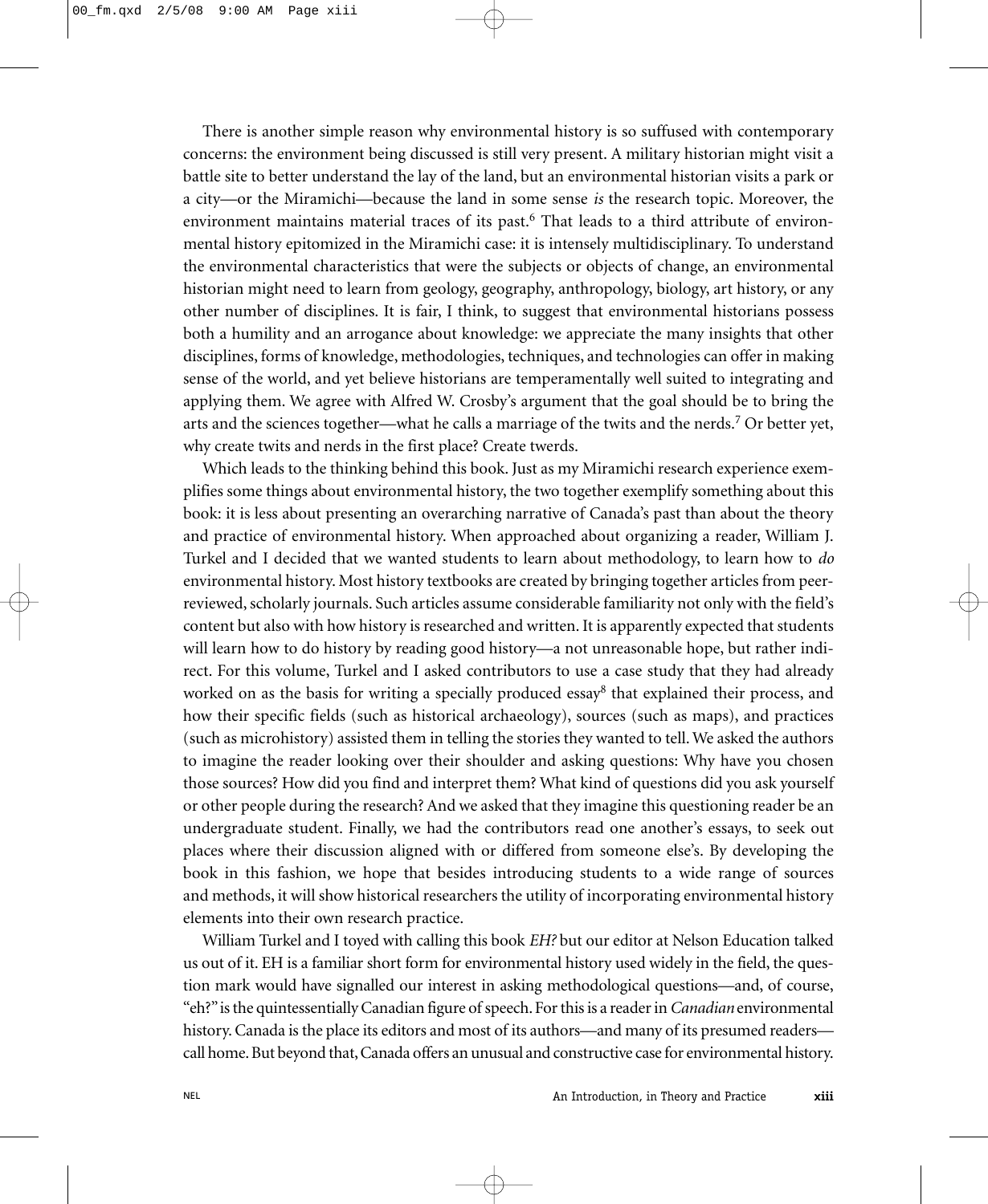There is another simple reason why environmental history is so suffused with contemporary concerns: the environment being discussed is still very present. A military historian might visit a battle site to better understand the lay of the land, but an environmental historian visits a park or a city—or the Miramichi—because the land in some sense *is* the research topic. Moreover, the environment maintains material traces of its past.[6] That leads to a third attribute of environmental history epitomized in the Miramichi case: it is intensely multidisciplinary. To understand the environmental characteristics that were the subjects or objects of change, an environmental historian might need to learn from geology, geography, anthropology, biology, art history, or any other number of disciplines. It is fair, I think, to suggest that environmental historians possess both a humility and an arrogance about knowledge: we appreciate the many insights that other disciplines, forms of knowledge, methodologies, techniques, and technologies can offer in making sense of the world, and yet believe historians are temperamentally well suited to integrating and applying them. We agree with Alfred W. Crosby's argument that the goal should be to bring the arts and the sciences together—what he calls a marriage of the twits and the nerds.[7] Or better yet, why create twits and nerds in the first place? Create twerds.

Which leads to the thinking behind this book. Just as my Miramichi research experience exemplifies some things about environmental history, the two together exemplify something about this book: it is less about presenting an overarching narrative of Canada's past than about the theory and practice of environmental history. When approached about organizing a reader, William J. Turkel and I decided that we wanted students to learn about methodology, to learn how to *do* environmental history. Most history textbooks are created by bringing together articles from peer-reviewed, scholarly journals. Such articles assume considerable familiarity not only with the field's content but also with how history is researched and written. It is apparently expected that students will learn how to do history by reading good history—a not unreasonable hope, but rather indirect. For this volume, Turkel and I asked contributors to use a case study that they had already worked on as the basis for writing a specially produced essay[8] that explained their process, and how their specific fields (such as historical archaeology), sources (such as maps), and practices (such as microhistory) assisted them in telling the stories they wanted to tell. We asked the authors to imagine the reader looking over their shoulder and asking questions: Why have you chosen those sources? How did you find and interpret them? What kind of questions did you ask yourself or other people during the research? And we asked that they imagine this questioning reader be an undergraduate student. Finally, we had the contributors read one another's essays, to seek out places where their discussion aligned with or differed from someone else's. By developing the book in this fashion, we hope that besides introducing students to a wide range of sources and methods, it will show historical researchers the utility of incorporating environmental history elements into their own research practice.

William Turkel and I toyed with calling this book *EH?* but our editor at Nelson Education talked us out of it. EH is a familiar short form for environmental history used widely in the field, the question mark would have signalled our interest in asking methodological questions—and, of course, "eh?" is the quintessentially Canadian figure of speech. For this is a reader in *Canadian* environmental history. Canada is the place its editors and most of its authors—and many of its presumed readers—call home. But beyond that, Canada offers an unusual and constructive case for environmental history.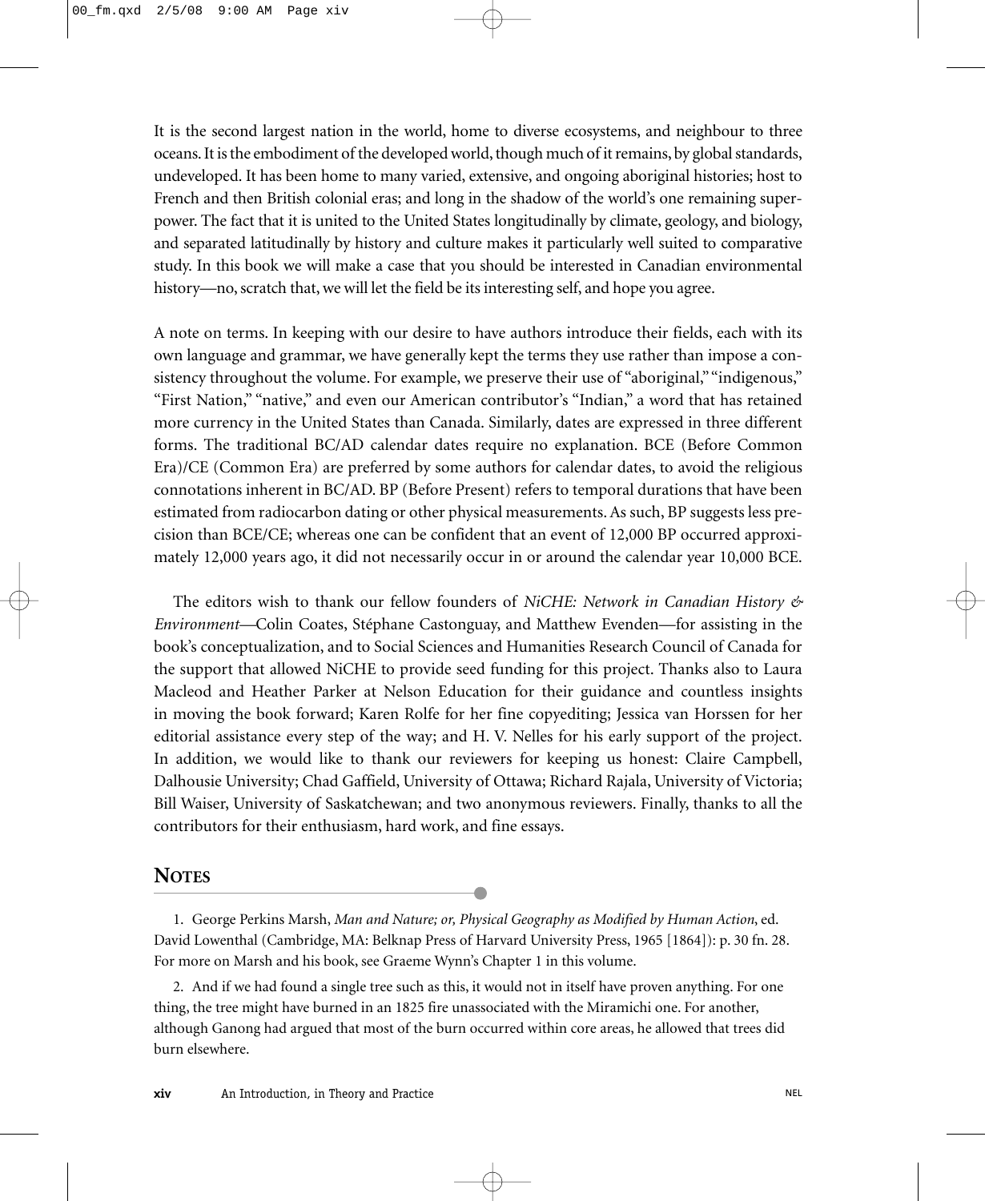It is the second largest nation in the world, home to diverse ecosystems, and neighbour to three oceans. It is the embodiment of the developed world, though much of it remains, by global standards, undeveloped. It has been home to many varied, extensive, and ongoing aboriginal histories; host to French and then British colonial eras; and long in the shadow of the world's one remaining superpower. The fact that it is united to the United States longitudinally by climate, geology, and biology, and separated latitudinally by history and culture makes it particularly well suited to comparative study. In this book we will make a case that you should be interested in Canadian environmental history—no, scratch that, we will let the field be its interesting self, and hope you agree.

A note on terms. In keeping with our desire to have authors introduce their fields, each with its own language and grammar, we have generally kept the terms they use rather than impose a consistency throughout the volume. For example, we preserve their use of "aboriginal," "indigenous," "First Nation," "native," and even our American contributor's "Indian," a word that has retained more currency in the United States than Canada. Similarly, dates are expressed in three different forms. The traditional BC/AD calendar dates require no explanation. BCE (Before Common Era)/CE (Common Era) are preferred by some authors for calendar dates, to avoid the religious connotations inherent in BC/AD. BP (Before Present) refers to temporal durations that have been estimated from radiocarbon dating or other physical measurements. As such, BP suggests less precision than BCE/CE; whereas one can be confident that an event of 12,000 BP occurred approximately 12,000 years ago, it did not necessarily occur in or around the calendar year 10,000 BCE.

The editors wish to thank our fellow founders of *NiCHE: Network in Canadian History & Environment*—Colin Coates, Stéphane Castonguay, and Matthew Evenden—for assisting in the book's conceptualization, and to Social Sciences and Humanities Research Council of Canada for the support that allowed NiCHE to provide seed funding for this project. Thanks also to Laura Macleod and Heather Parker at Nelson Education for their guidance and countless insights in moving the book forward; Karen Rolfe for her fine copyediting; Jessica van Horssen for her editorial assistance every step of the way; and H. V. Nelles for his early support of the project. In addition, we would like to thank our reviewers for keeping us honest: Claire Campbell, Dalhousie University; Chad Gaffield, University of Ottawa; Richard Rajala, University of Victoria; Bill Waiser, University of Saskatchewan; and two anonymous reviewers. Finally, thanks to all the contributors for their enthusiasm, hard work, and fine essays.

## NOTES

1. George Perkins Marsh, *Man and Nature; or, Physical Geography as Modified by Human Action*, ed. David Lowenthal (Cambridge, MA: Belknap Press of Harvard University Press, 1965 [1864]): p. 30 fn. 28. For more on Marsh and his book, see Graeme Wynn's Chapter 1 in this volume.

2. And if we had found a single tree such as this, it would not in itself have proven anything. For one thing, the tree might have burned in an 1825 fire unassociated with the Miramichi one. For another, although Ganong had argued that most of the burn occurred within core areas, he allowed that trees did burn elsewhere.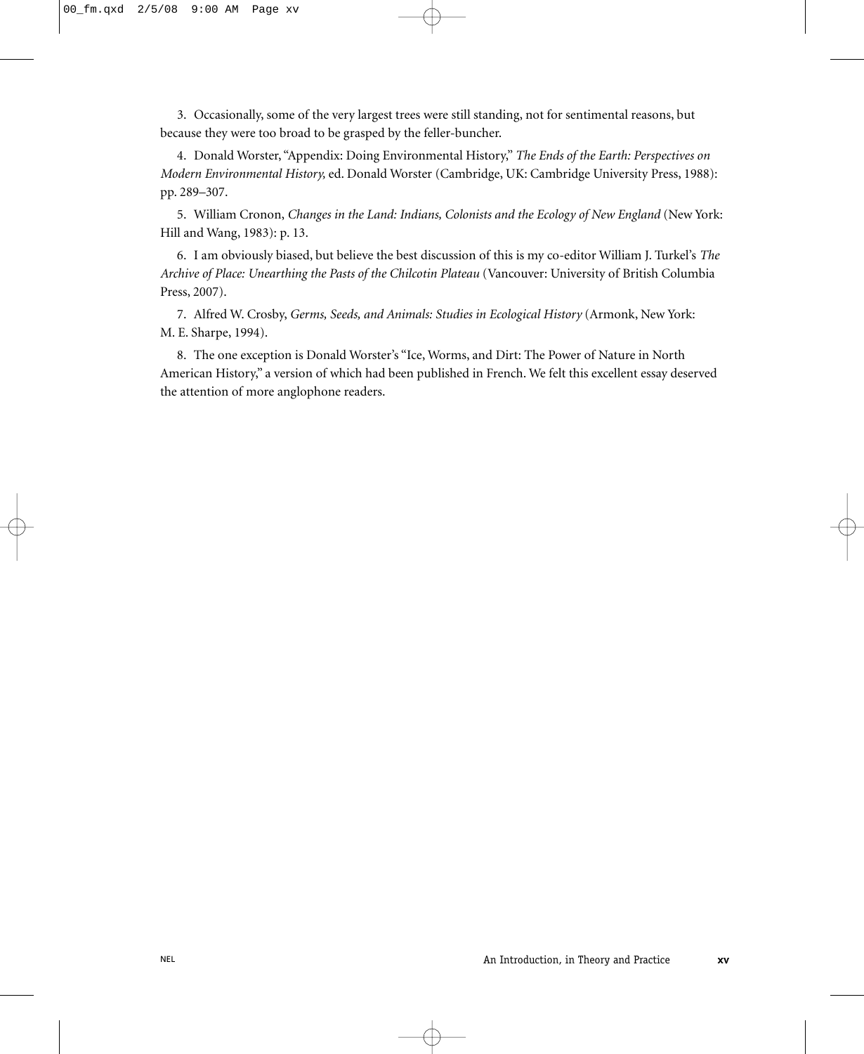3. Occasionally, some of the very largest trees were still standing, not for sentimental reasons, but because they were too broad to be grasped by the feller-buncher.

4. Donald Worster, "Appendix: Doing Environmental History," *The Ends of the Earth: Perspectives on Modern Environmental History,* ed. Donald Worster (Cambridge, UK: Cambridge University Press, 1988): pp. 289–307.

5. William Cronon, *Changes in the Land: Indians, Colonists and the Ecology of New England* (New York: Hill and Wang, 1983): p. 13.

6. I am obviously biased, but believe the best discussion of this is my co-editor William J. Turkel's *The Archive of Place: Unearthing the Pasts of the Chilcotin Plateau* (Vancouver: University of British Columbia Press, 2007).

7. Alfred W. Crosby, *Germs, Seeds, and Animals: Studies in Ecological History* (Armonk, New York: M. E. Sharpe, 1994).

8. The one exception is Donald Worster's "Ice, Worms, and Dirt: The Power of Nature in North American History," a version of which had been published in French. We felt this excellent essay deserved the attention of more anglophone readers.